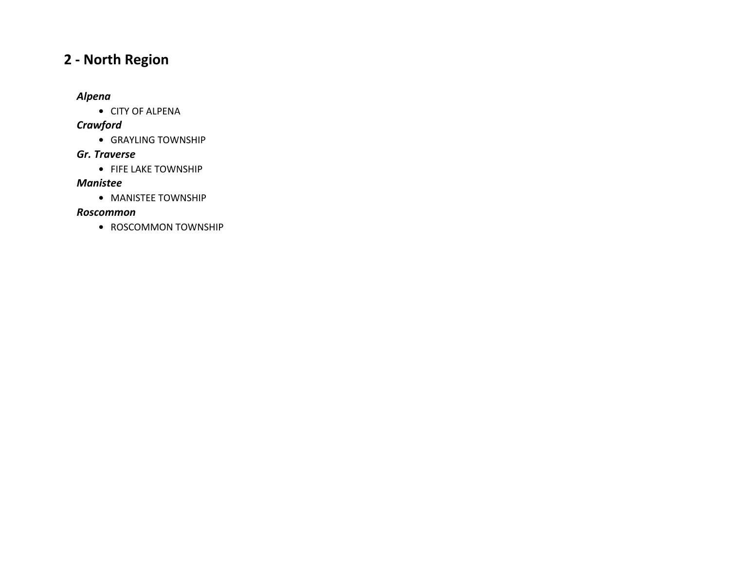## 2 - North Region

***Alpena***

- CITY OF ALPENA

***Crawford***

- GRAYLING TOWNSHIP

***Gr. Traverse***

- FIFE LAKE TOWNSHIP

***Manistee***

- MANISTEE TOWNSHIP

***Roscommon***

- ROSCOMMON TOWNSHIP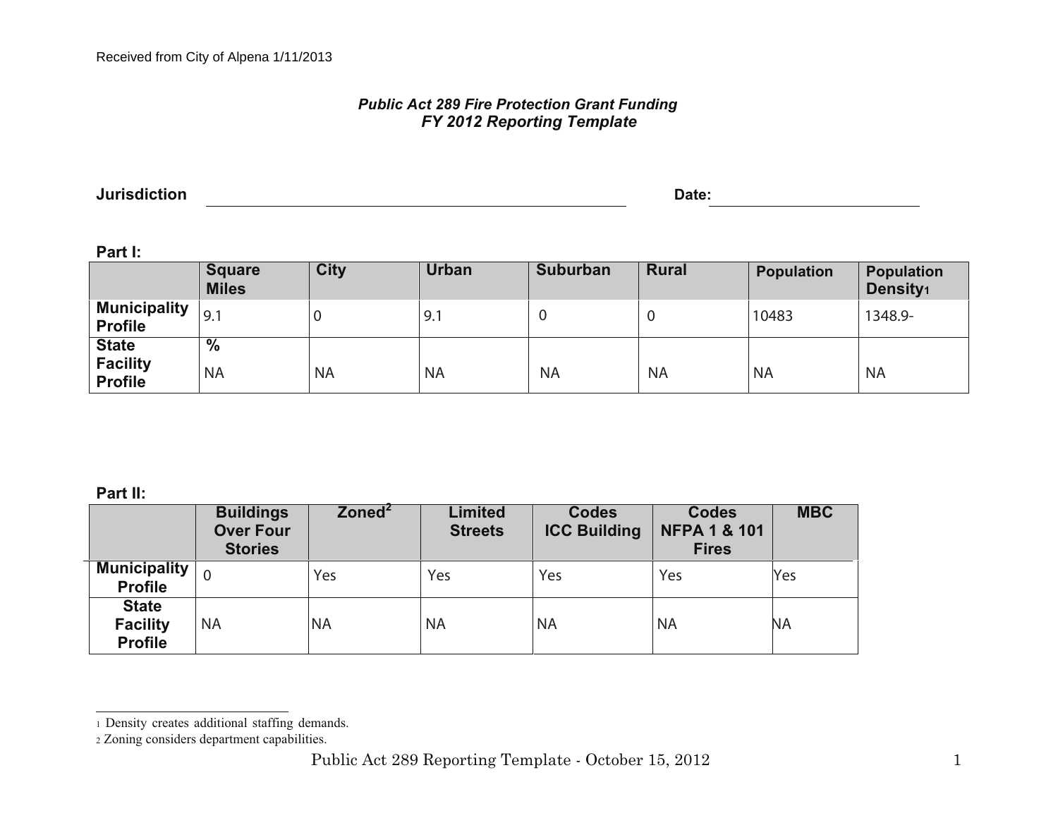Received from City of Alpena 1/11/2013

***Public Act 289 Fire Protection Grant Funding***
***FY 2012 Reporting Template***

**Jurisdiction** \_\_\_\_\_\_\_\_\_\_\_\_\_\_\_\_\_\_\_\_\_\_\_\_\_\_\_\_\_\_\_\_\_\_\_\_\_\_ **Date:** \_\_\_\_\_\_\_\_\_\_\_\_\_\_\_\_\_\_\_\_

**Part I:**

| | Square Miles | City | Urban | Suburban | Rural | Population | Population Density[1] |
|---|---|---|---|---|---|---|---|
| **Municipality Profile** | 9.1 | 0 | 9.1 | 0 | 0 | 10483 | 1348.9- |
| **State Facility Profile** | **%** NA | NA | NA | NA | NA | NA | NA |

**Part II:**

| | Buildings Over Four Stories | Zoned[2] | Limited Streets | Codes ICC Building | Codes NFPA 1 & 101 Fires | MBC |
|---|---|---|---|---|---|---|
| **Municipality Profile** | 0 | Yes | Yes | Yes | Yes | Yes |
| **State Facility Profile** | NA | NA | NA | NA | NA | NA |

---

[1] Density creates additional staffing demands.

[2] Zoning considers department capabilities.

Public Act 289 Reporting Template - October 15, 2012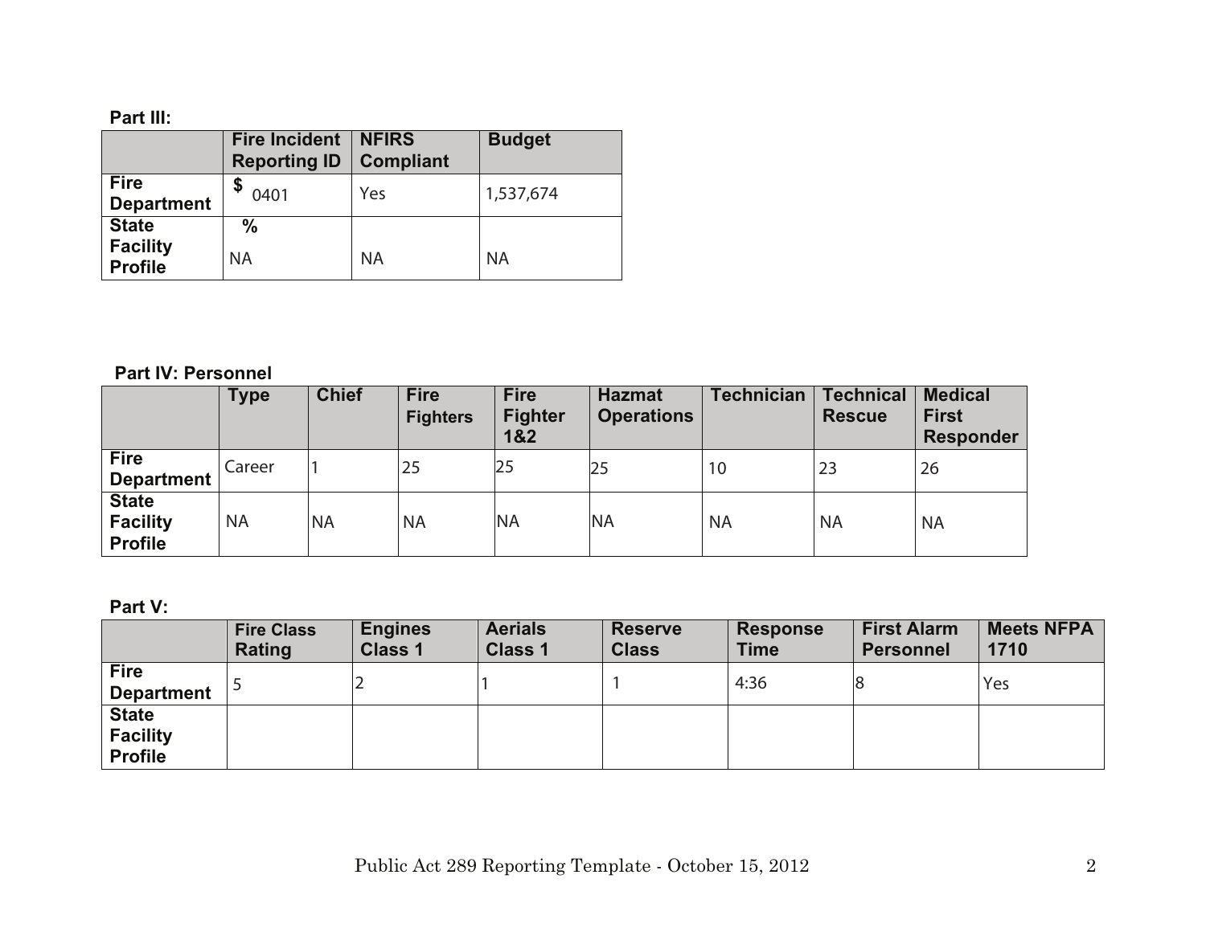**Part III:**

| | Fire Incident Reporting ID | NFIRS Compliant | Budget |
|---|---|---|---|
| **Fire Department** | $ 0401 | Yes | 1,537,674 |
| **State Facility Profile** | % NA | NA | NA |

**Part IV: Personnel**

| | Type | Chief | Fire Fighters | Fire Fighter 1&2 | Hazmat Operations | Technician | Technical Rescue | Medical First Responder |
|---|---|---|---|---|---|---|---|---|
| **Fire Department** | Career | 1 | 25 | 25 | 25 | 10 | 23 | 26 |
| **State Facility Profile** | NA | NA | NA | NA | NA | NA | NA | NA |

**Part V:**

| | Fire Class Rating | Engines Class 1 | Aerials Class 1 | Reserve Class | Response Time | First Alarm Personnel | Meets NFPA 1710 |
|---|---|---|---|---|---|---|---|
| **Fire Department** | 5 | 2 | 1 | 1 | 4:36 | 8 | Yes |
| **State Facility Profile** | | | | | | | |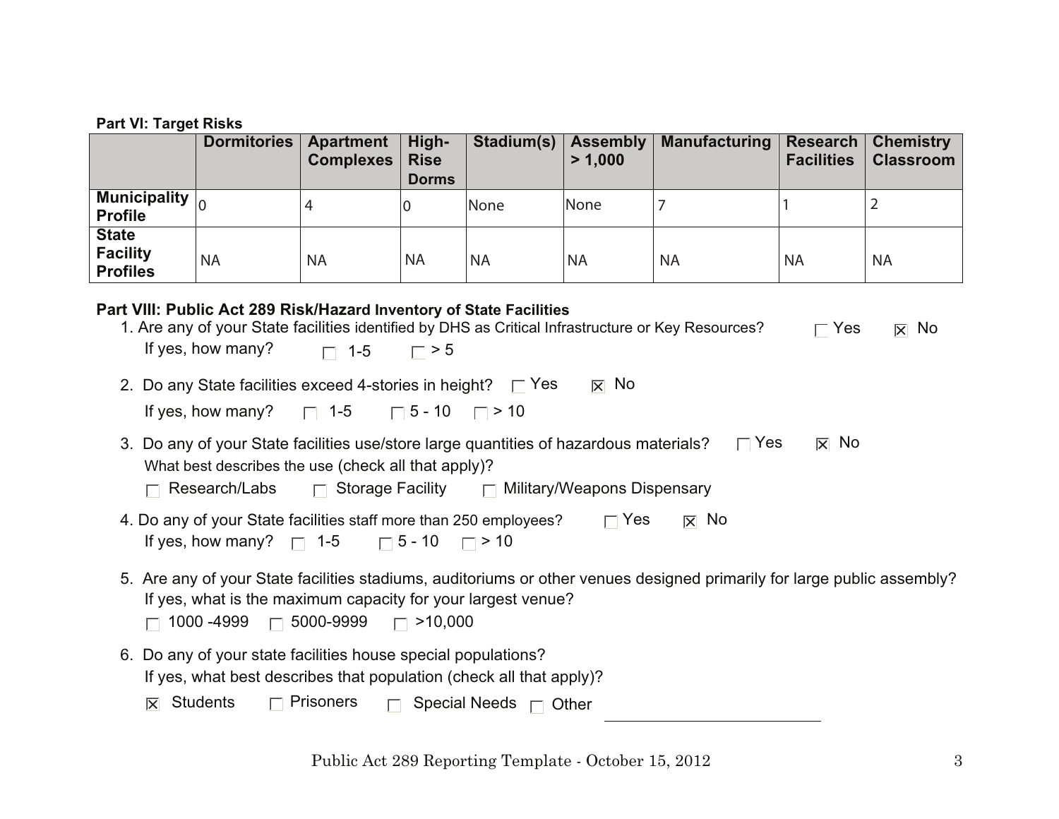**Part VI: Target Risks**

| | Dormitories | Apartment Complexes | High-Rise Dorms | Stadium(s) | Assembly > 1,000 | Manufacturing | Research Facilities | Chemistry Classroom |
|---|---|---|---|---|---|---|---|---|
| **Municipality Profile** | 0 | 4 | 0 | None | None | 7 | 1 | 2 |
| **State Facility Profiles** | NA | NA | NA | NA | NA | NA | NA | NA |

**Part VIII: Public Act 289 Risk/Hazard Inventory of State Facilities**

1. Are any of your State facilities identified by DHS as Critical Infrastructure or Key Resources? ☐ Yes ☒ No
   If yes, how many? ☐ 1-5 ☐ > 5
2. Do any State facilities exceed 4-stories in height? ☐ Yes ☒ No
   If yes, how many? ☐ 1-5 ☐ 5 - 10 ☐ > 10
3. Do any of your State facilities use/store large quantities of hazardous materials? ☐ Yes ☒ No
   What best describes the use (check all that apply)?
   ☐ Research/Labs ☐ Storage Facility ☐ Military/Weapons Dispensary
4. Do any of your State facilities staff more than 250 employees? ☐ Yes ☒ No
   If yes, how many? ☐ 1-5 ☐ 5 - 10 ☐ > 10
5. Are any of your State facilities stadiums, auditoriums or other venues designed primarily for large public assembly?
   If yes, what is the maximum capacity for your largest venue?
   ☐ 1000 -4999 ☐ 5000-9999 ☐ >10,000
6. Do any of your state facilities house special populations?
   If yes, what best describes that population (check all that apply)?
   ☒ Students ☐ Prisoners ☐ Special Needs ☐ Other ____________________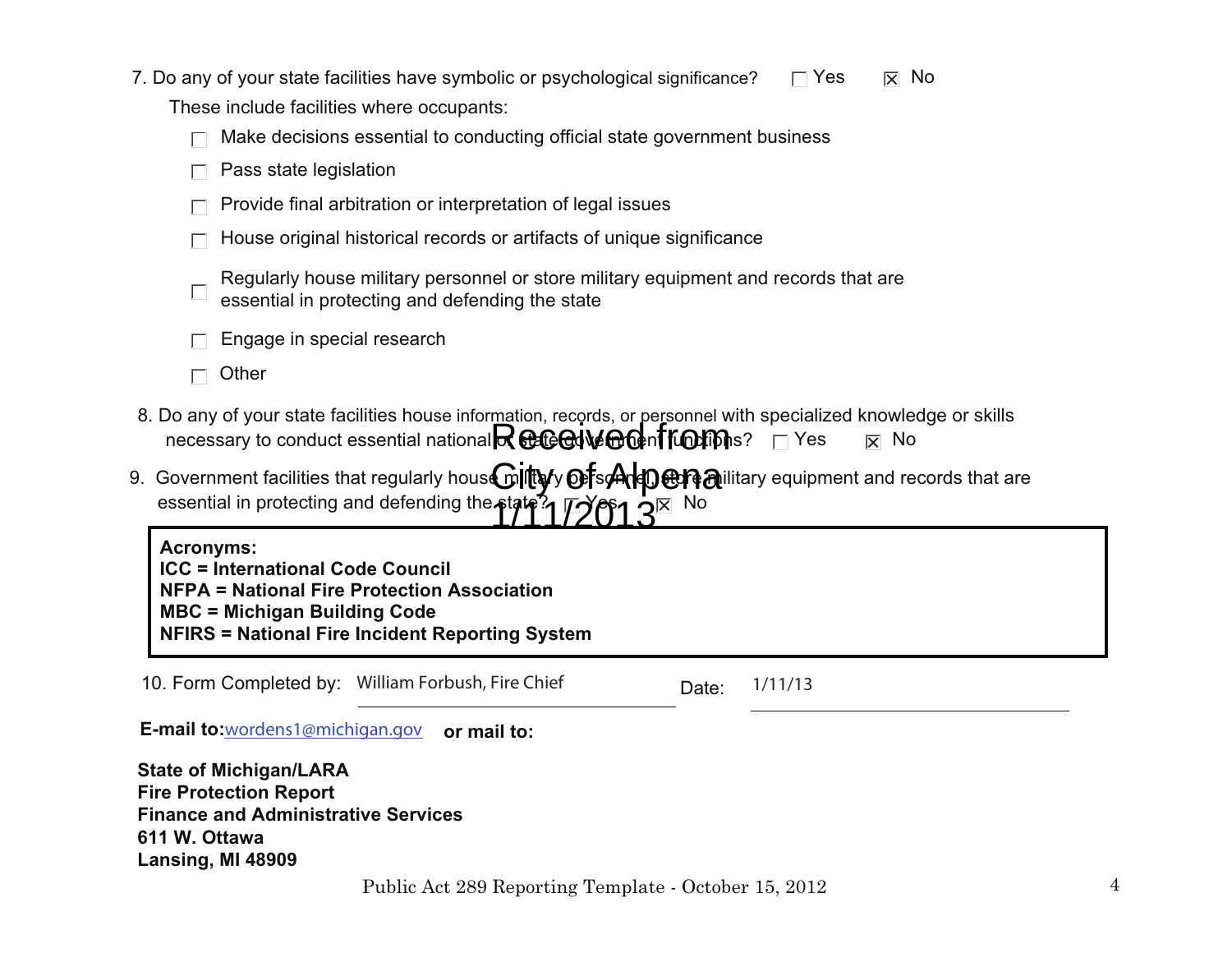7. Do any of your state facilities have symbolic or psychological significance? ☐ Yes ☒ No

These include facilities where occupants:

- ☐ Make decisions essential to conducting official state government business
- ☐ Pass state legislation
- ☐ Provide final arbitration or interpretation of legal issues
- ☐ House original historical records or artifacts of unique significance
- ☐ Regularly house military personnel or store military equipment and records that are essential in protecting and defending the state
- ☐ Engage in special research
- ☐ Other

8. Do any of your state facilities house information, records, or personnel with specialized knowledge or skills necessary to conduct essential national or state government functions? ☐ Yes ☒ No

9. Government facilities that regularly house military personnel, store military equipment and records that are essential in protecting and defending the state? ☐ Yes ☒ No

Received from City of Alpena 1/11/2013

**Acronyms:**
**ICC = International Code Council**
**NFPA = National Fire Protection Association**
**MBC = Michigan Building Code**
**NFIRS = National Fire Incident Reporting System**

10. Form Completed by: William Forbush, Fire Chief Date: 1/11/13

**E-mail to:** wordens1@michigan.gov **or mail to:**

**State of Michigan/LARA**
**Fire Protection Report**
**Finance and Administrative Services**
**611 W. Ottawa**
**Lansing, MI 48909**

Public Act 289 Reporting Template - October 15, 2012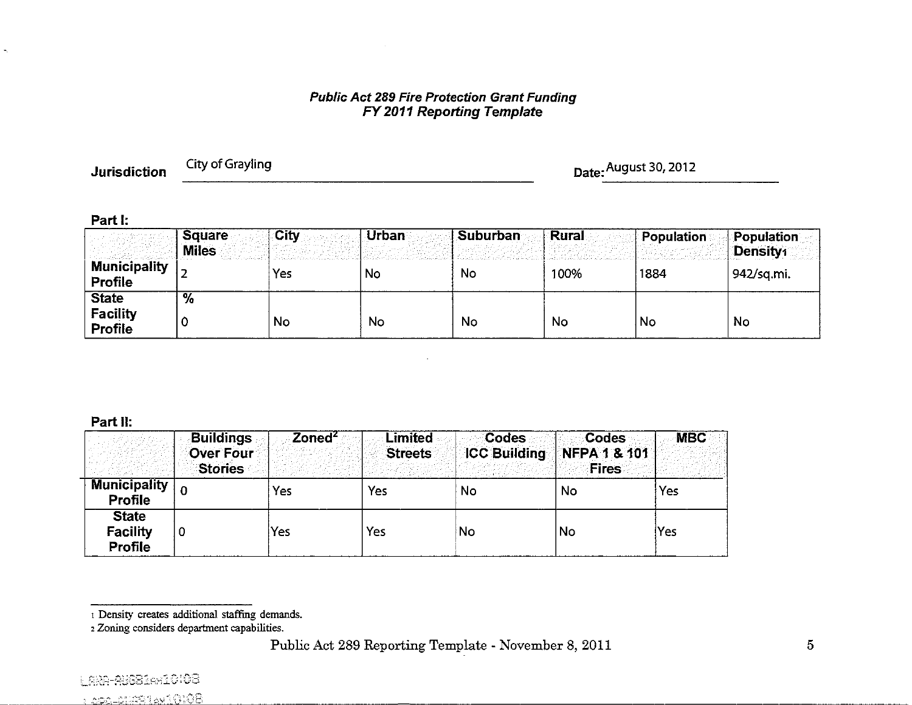***Public Act 289 Fire Protection Grant Funding***
***FY 2011 Reporting Template***

**Jurisdiction** City of Grayling **Date:** August 30, 2012

**Part I:**

| | Square Miles | City | Urban | Suburban | Rural | Population | Population Density[1] |
|---|---|---|---|---|---|---|---|
| **Municipality Profile** | 2 | Yes | No | No | 100% | 1884 | 942/sq.mi. |
| **State Facility Profile** | % 0 | No | No | No | No | No | No |

**Part II:**

| | Buildings Over Four Stories | Zoned[2] | Limited Streets | Codes ICC Building | Codes NFPA 1 & 101 Fires | MBC |
|---|---|---|---|---|---|---|
| **Municipality Profile** | 0 | Yes | Yes | No | No | Yes |
| **State Facility Profile** | 0 | Yes | Yes | No | No | Yes |

1 Density creates additional staffing demands.
2 Zoning considers department capabilities.

Public Act 289 Reporting Template - November 8, 2011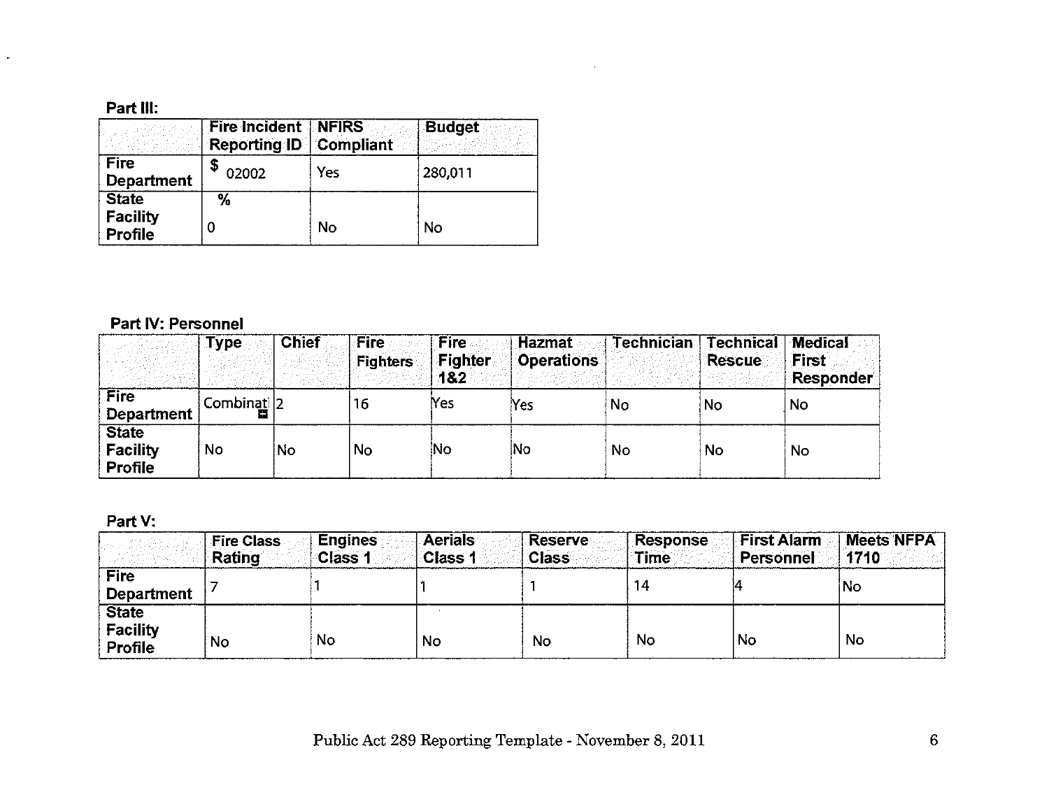**Part III:**

| | Fire Incident Reporting ID | NFIRS Compliant | Budget |
|---|---|---|---|
| Fire Department | $ 02002 | Yes | 280,011 |
| State Facility Profile | % 0 | No | No |

**Part IV: Personnel**

| | Type | Chief | Fire Fighters | Fire Fighter 1&2 | Hazmat Operations | Technician | Technical Rescue | Medical First Responder |
|---|---|---|---|---|---|---|---|---|
| Fire Department | Combinat | 2 | 16 | Yes | Yes | No | No | No |
| State Facility Profile | No | No | No | No | No | No | No | No |

**Part V:**

| | Fire Class Rating | Engines Class 1 | Aerials Class 1 | Reserve Class | Response Time | First Alarm Personnel | Meets NFPA 1710 |
|---|---|---|---|---|---|---|---|
| Fire Department | 7 | 1 | 1 | 1 | 14 | 4 | No |
| State Facility Profile | No | No | No | No | No | No | No |

Public Act 289 Reporting Template - November 8, 2011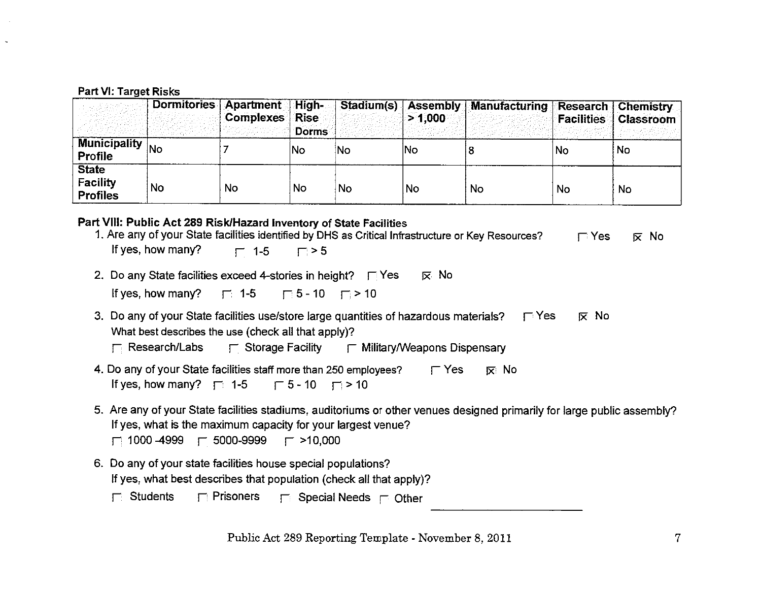**Part VI: Target Risks**

| | Dormitories | Apartment Complexes | High-Rise Dorms | Stadium(s) | Assembly > 1,000 | Manufacturing | Research Facilities | Chemistry Classroom |
|---|---|---|---|---|---|---|---|---|
| **Municipality Profile** | No | 7 | No | No | No | 8 | No | No |
| **State Facility Profiles** | No | No | No | No | No | No | No | No |

**Part VIII: Public Act 289 Risk/Hazard Inventory of State Facilities**

1. Are any of your State facilities identified by DHS as Critical Infrastructure or Key Resources? ☐ Yes ☒ No
   If yes, how many? ☐ 1-5 ☐ > 5

2. Do any State facilities exceed 4-stories in height? ☐ Yes ☒ No
   If yes, how many? ☐ 1-5 ☐ 5 - 10 ☐ > 10

3. Do any of your State facilities use/store large quantities of hazardous materials? ☐ Yes ☒ No
   What best describes the use (check all that apply)?
   ☐ Research/Labs ☐ Storage Facility ☐ Military/Weapons Dispensary

4. Do any of your State facilities staff more than 250 employees? ☐ Yes ☒ No
   If yes, how many? ☐ 1-5 ☐ 5 - 10 ☐ > 10

5. Are any of your State facilities stadiums, auditoriums or other venues designed primarily for large public assembly?
   If yes, what is the maximum capacity for your largest venue?
   ☐ 1000 -4999 ☐ 5000-9999 ☐ >10,000

6. Do any of your state facilities house special populations?
   If yes, what best describes that population (check all that apply)?
   ☐ Students ☐ Prisoners ☐ Special Needs ☐ Other \_\_\_\_\_\_\_\_\_\_\_\_\_\_\_\_\_\_\_\_

Public Act 289 Reporting Template - November 8, 2011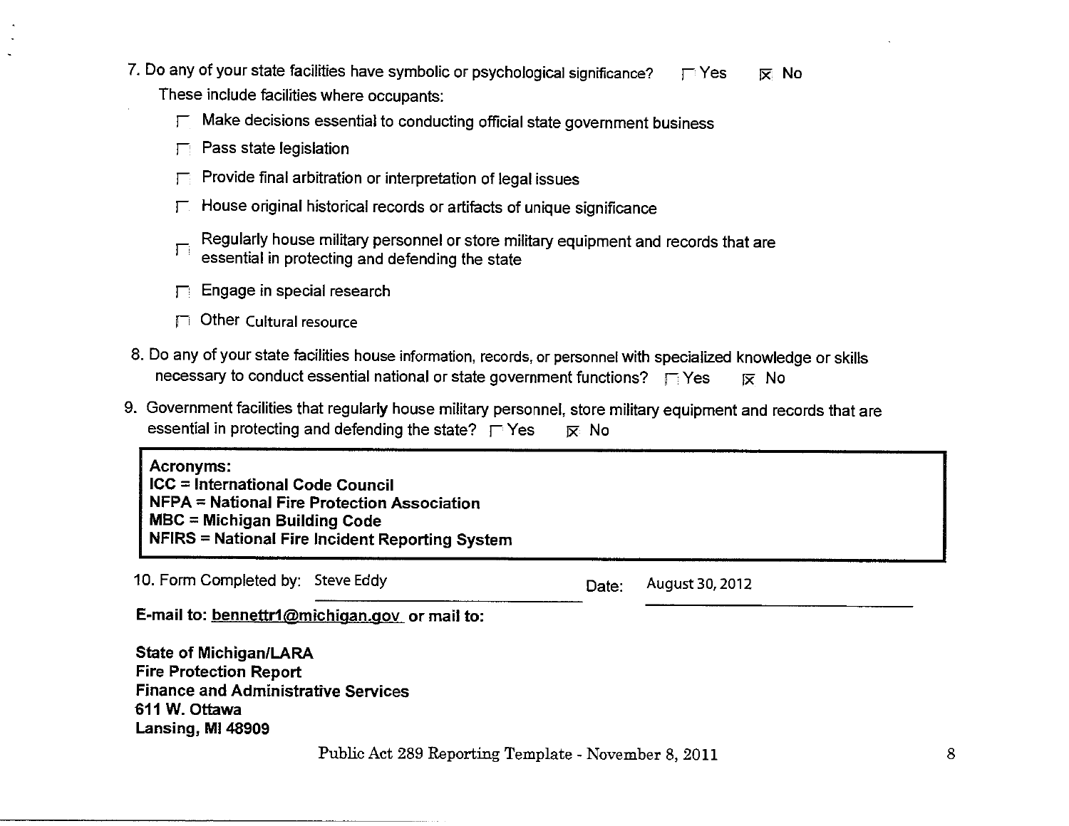7. Do any of your state facilities have symbolic or psychological significance? ☐ Yes ☒ No

   These include facilities where occupants:

   - ☐ Make decisions essential to conducting official state government business
   - ☐ Pass state legislation
   - ☐ Provide final arbitration or interpretation of legal issues
   - ☐ House original historical records or artifacts of unique significance
   - ☐ Regularly house military personnel or store military equipment and records that are essential in protecting and defending the state
   - ☐ Engage in special research
   - ☐ Other Cultural resource

8. Do any of your state facilities house information, records, or personnel with specialized knowledge or skills necessary to conduct essential national or state government functions? ☐ Yes ☒ No

9. Government facilities that regularly house military personnel, store military equipment and records that are essential in protecting and defending the state? ☐ Yes ☒ No

> **Acronyms:**
> **ICC = International Code Council**
> **NFPA = National Fire Protection Association**
> **MBC = Michigan Building Code**
> **NFIRS = National Fire Incident Reporting System**

10. Form Completed by: Steve Eddy Date: August 30, 2012

**E-mail to: bennettr1@michigan.gov or mail to:**

**State of Michigan/LARA**
**Fire Protection Report**
**Finance and Administrative Services**
**611 W. Ottawa**
**Lansing, MI 48909**

Public Act 289 Reporting Template - November 8, 2011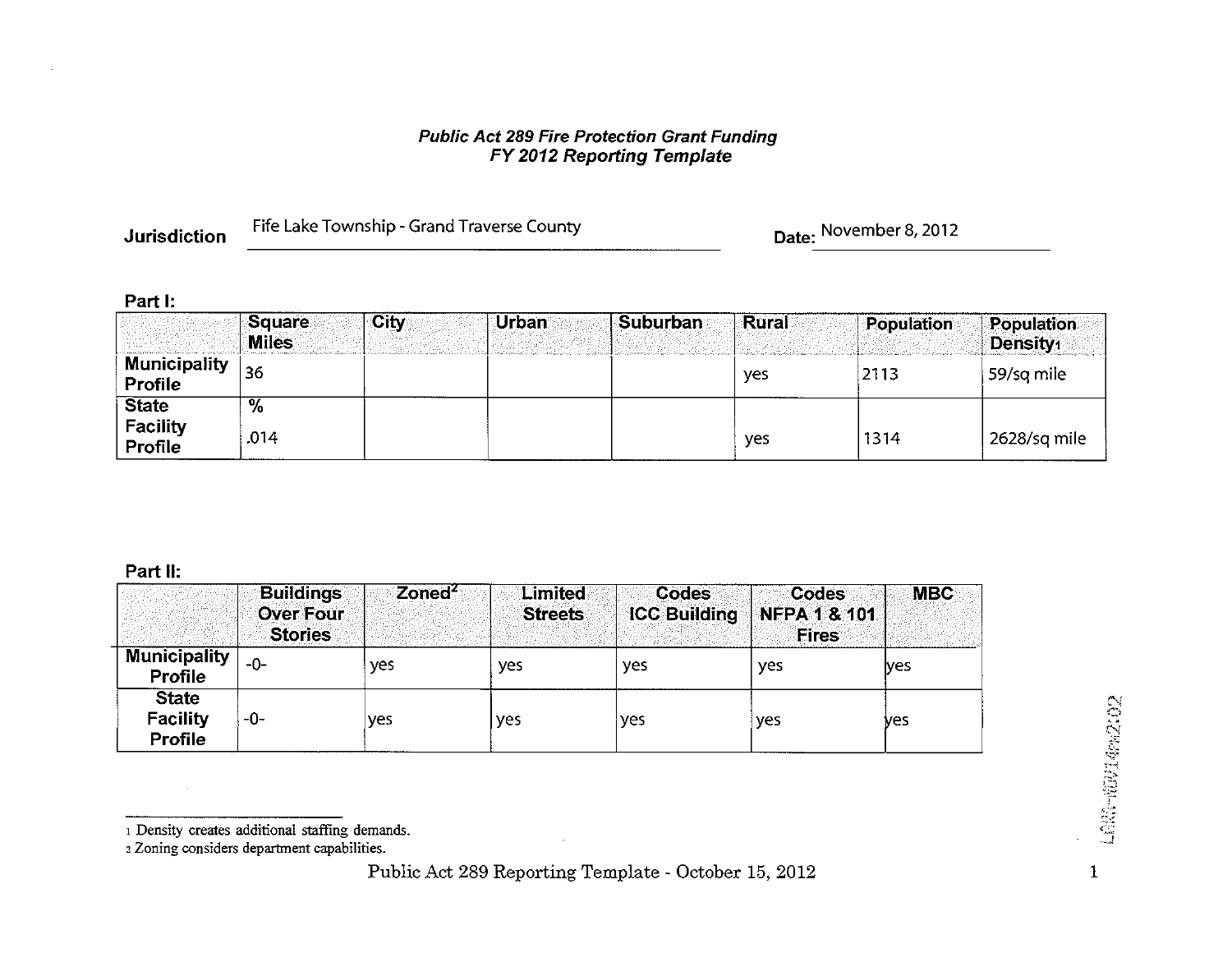***Public Act 289 Fire Protection Grant Funding***
***FY 2012 Reporting Template***

**Jurisdiction** Fife Lake Township - Grand Traverse County **Date:** November 8, 2012

**Part I:**

| | Square Miles | City | Urban | Suburban | Rural | Population | Population Density[1] |
|---|---|---|---|---|---|---|---|
| **Municipality Profile** | 36 | | | | yes | 2113 | 59/sq mile |
| **State Facility Profile** | % .014 | | | | yes | 1314 | 2628/sq mile |

**Part II:**

| | Buildings Over Four Stories | Zoned[2] | Limited Streets | Codes ICC Building | Codes NFPA 1 & 101 Fires | MBC |
|---|---|---|---|---|---|---|
| **Municipality Profile** | -0- | yes | yes | yes | yes | yes |
| **State Facility Profile** | -0- | yes | yes | yes | yes | yes |

1 Density creates additional staffing demands.
2 Zoning considers department capabilities.

LGRA-NOV14PM2:02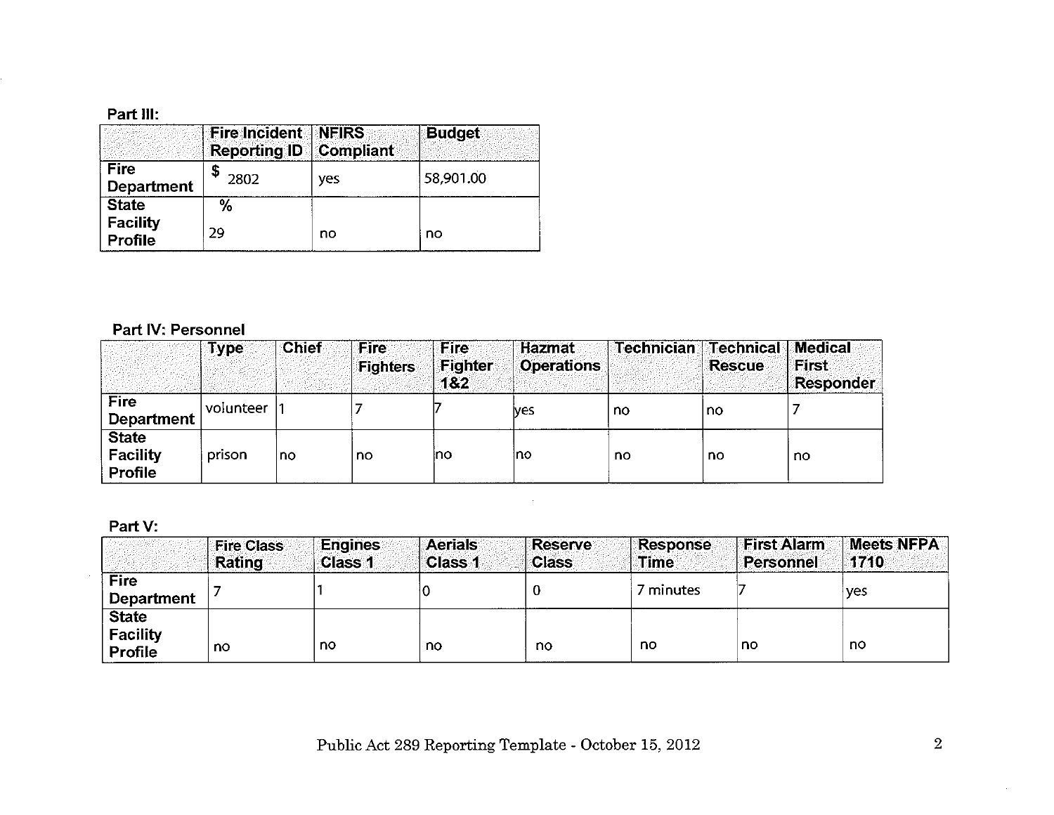**Part III:**

| | Fire Incident Reporting ID | NFIRS Compliant | Budget |
|---|---|---|---|
| Fire Department | $ 2802 | yes | 58,901.00 |
| State Facility Profile | % 29 | no | no |

**Part IV: Personnel**

| | Type | Chief | Fire Fighters | Fire Fighter 1&2 | Hazmat Operations | Technician | Technical Rescue | Medical First Responder |
|---|---|---|---|---|---|---|---|---|
| Fire Department | volunteer | 1 | 7 | 7 | yes | no | no | 7 |
| State Facility Profile | prison | no | no | no | no | no | no | no |

**Part V:**

| | Fire Class Rating | Engines Class 1 | Aerials Class 1 | Reserve Class | Response Time | First Alarm Personnel | Meets NFPA 1710 |
|---|---|---|---|---|---|---|---|
| Fire Department | 7 | 1 | 0 | 0 | 7 minutes | 7 | yes |
| State Facility Profile | no | no | no | no | no | no | no |

Public Act 289 Reporting Template - October 15, 2012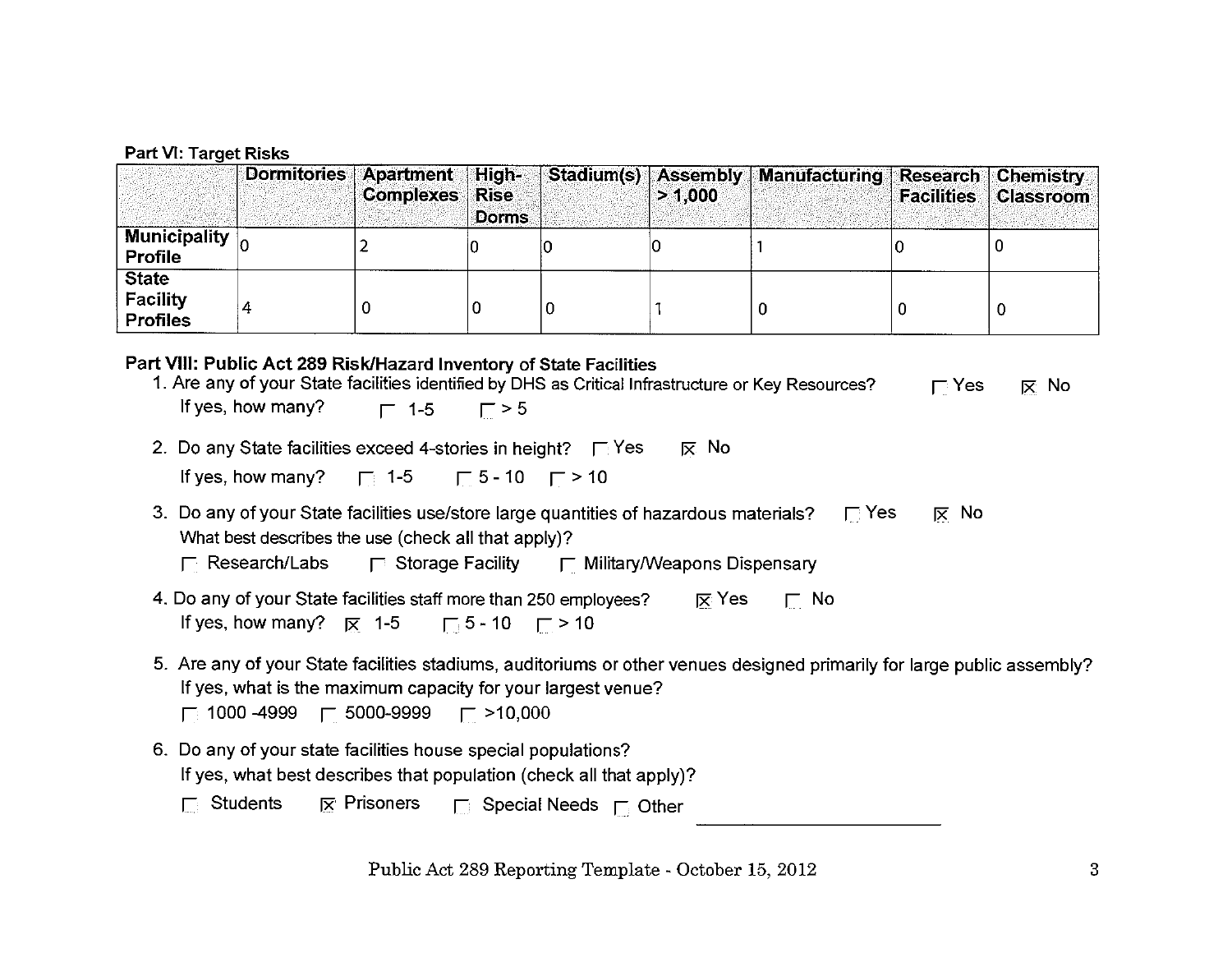**Part VI: Target Risks**

| | Dormitories | Apartment Complexes | High-Rise Dorms | Stadium(s) | Assembly > 1,000 | Manufacturing | Research Facilities | Chemistry Classroom |
|---|---|---|---|---|---|---|---|---|
| **Municipality Profile** | 0 | 2 | 0 | 0 | 0 | 1 | 0 | 0 |
| **State Facility Profiles** | 4 | 0 | 0 | 0 | 1 | 0 | 0 | 0 |

**Part VIII: Public Act 289 Risk/Hazard Inventory of State Facilities**

1. Are any of your State facilities identified by DHS as Critical Infrastructure or Key Resources? ☐ Yes ☒ No
   If yes, how many? ☐ 1-5 ☐ > 5

2. Do any State facilities exceed 4-stories in height? ☐ Yes ☒ No
   If yes, how many? ☐ 1-5 ☐ 5 - 10 ☐ > 10

3. Do any of your State facilities use/store large quantities of hazardous materials? ☐ Yes ☒ No
   What best describes the use (check all that apply)?
   ☐ Research/Labs ☐ Storage Facility ☐ Military/Weapons Dispensary

4. Do any of your State facilities staff more than 250 employees? ☒ Yes ☐ No
   If yes, how many? ☒ 1-5 ☐ 5 - 10 ☐ > 10

5. Are any of your State facilities stadiums, auditoriums or other venues designed primarily for large public assembly?
   If yes, what is the maximum capacity for your largest venue?
   ☐ 1000 -4999 ☐ 5000-9999 ☐ >10,000

6. Do any of your state facilities house special populations?
   If yes, what best describes that population (check all that apply)?
   ☐ Students ☒ Prisoners ☐ Special Needs ☐ Other ____________________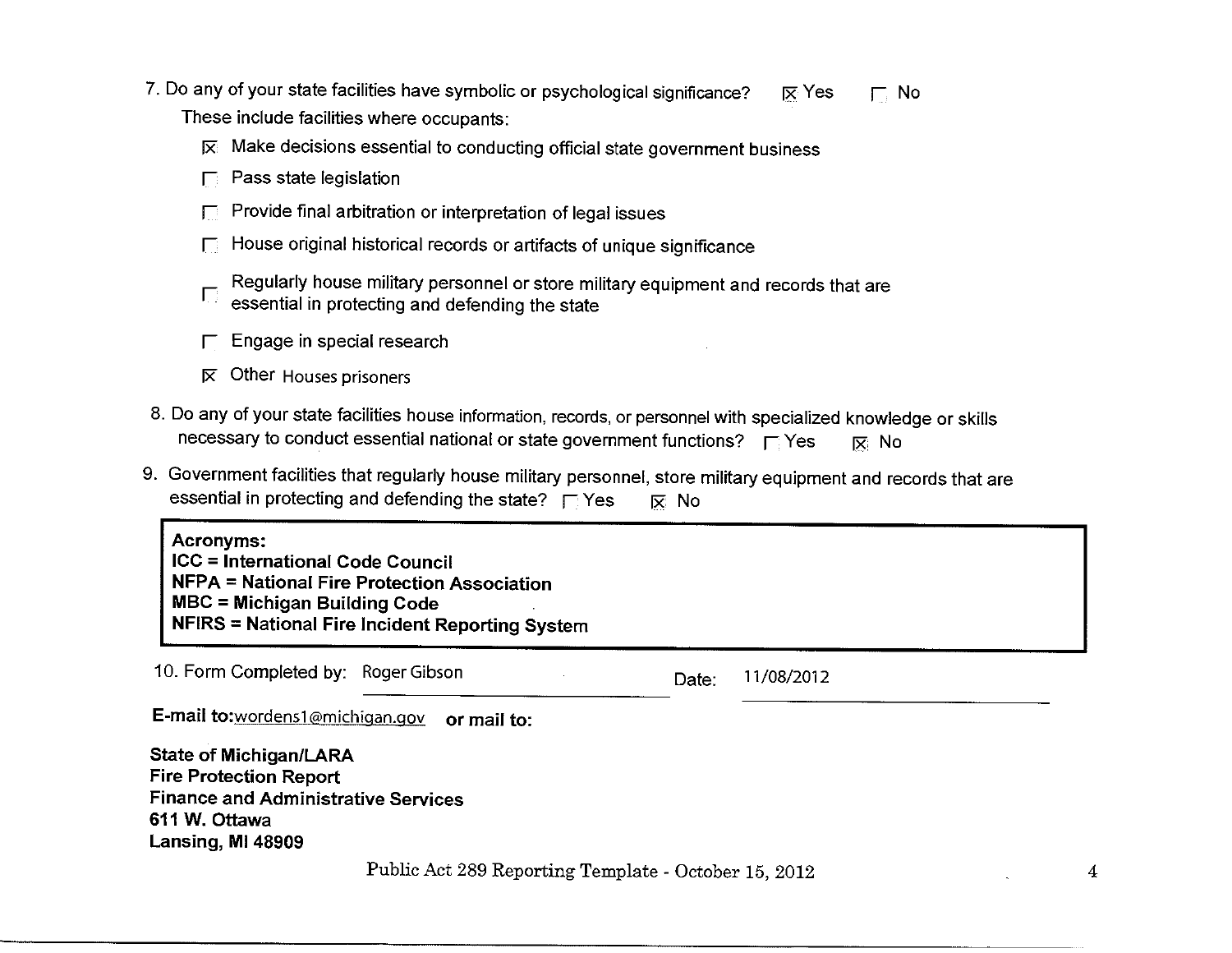7. Do any of your state facilities have symbolic or psychological significance? ☒ Yes ☐ No

   These include facilities where occupants:

   - ☒ Make decisions essential to conducting official state government business
   - ☐ Pass state legislation
   - ☐ Provide final arbitration or interpretation of legal issues
   - ☐ House original historical records or artifacts of unique significance
   - ☐ Regularly house military personnel or store military equipment and records that are essential in protecting and defending the state
   - ☐ Engage in special research
   - ☒ Other Houses prisoners

8. Do any of your state facilities house information, records, or personnel with specialized knowledge or skills necessary to conduct essential national or state government functions? ☐ Yes ☒ No

9. Government facilities that regularly house military personnel, store military equipment and records that are essential in protecting and defending the state? ☐ Yes ☒ No

**Acronyms:**
**ICC = International Code Council**
**NFPA = National Fire Protection Association**
**MBC = Michigan Building Code**
**NFIRS = National Fire Incident Reporting System**

10. Form Completed by: Roger Gibson Date: 11/08/2012

**E-mail to:** wordens1@michigan.gov **or mail to:**

**State of Michigan/LARA**
**Fire Protection Report**
**Finance and Administrative Services**
**611 W. Ottawa**
**Lansing, MI 48909**

Public Act 289 Reporting Template - October 15, 2012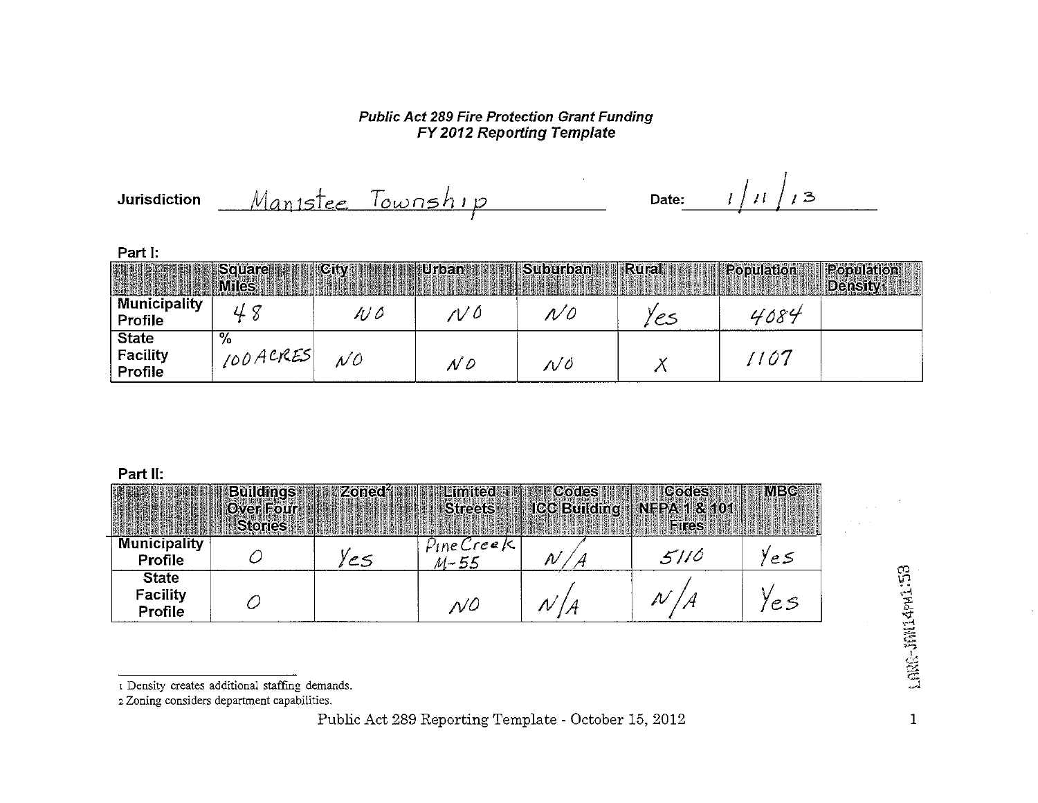***Public Act 289 Fire Protection Grant Funding***
***FY 2012 Reporting Template***

**Jurisdiction** Manistee Township **Date:** 1/11/13

**Part I:**

| | Square Miles | City | Urban | Suburban | Rural | Population | Population Density[1] |
|---|---|---|---|---|---|---|---|
| **Municipality Profile** | 48 | NO | NO | NO | Yes | 4084 | |
| **State Facility Profile** | % 100 ACRES | NO | NO | NO | X | 1107 | |

**Part II:**

| | Buildings Over Four Stories | Zoned[2] | Limited Streets | Codes ICC Building | Codes NFPA 1 & 101 Fires | MBC |
|---|---|---|---|---|---|---|
| **Municipality Profile** | 0 | Yes | Pine Creek M-55 | N/A | 5110 | Yes |
| **State Facility Profile** | 0 | | NO | N/A | N/A | Yes |

1 Density creates additional staffing demands.

2 Zoning considers department capabilities.

Public Act 289 Reporting Template - October 15, 2012

LARA-JAN14PM1:53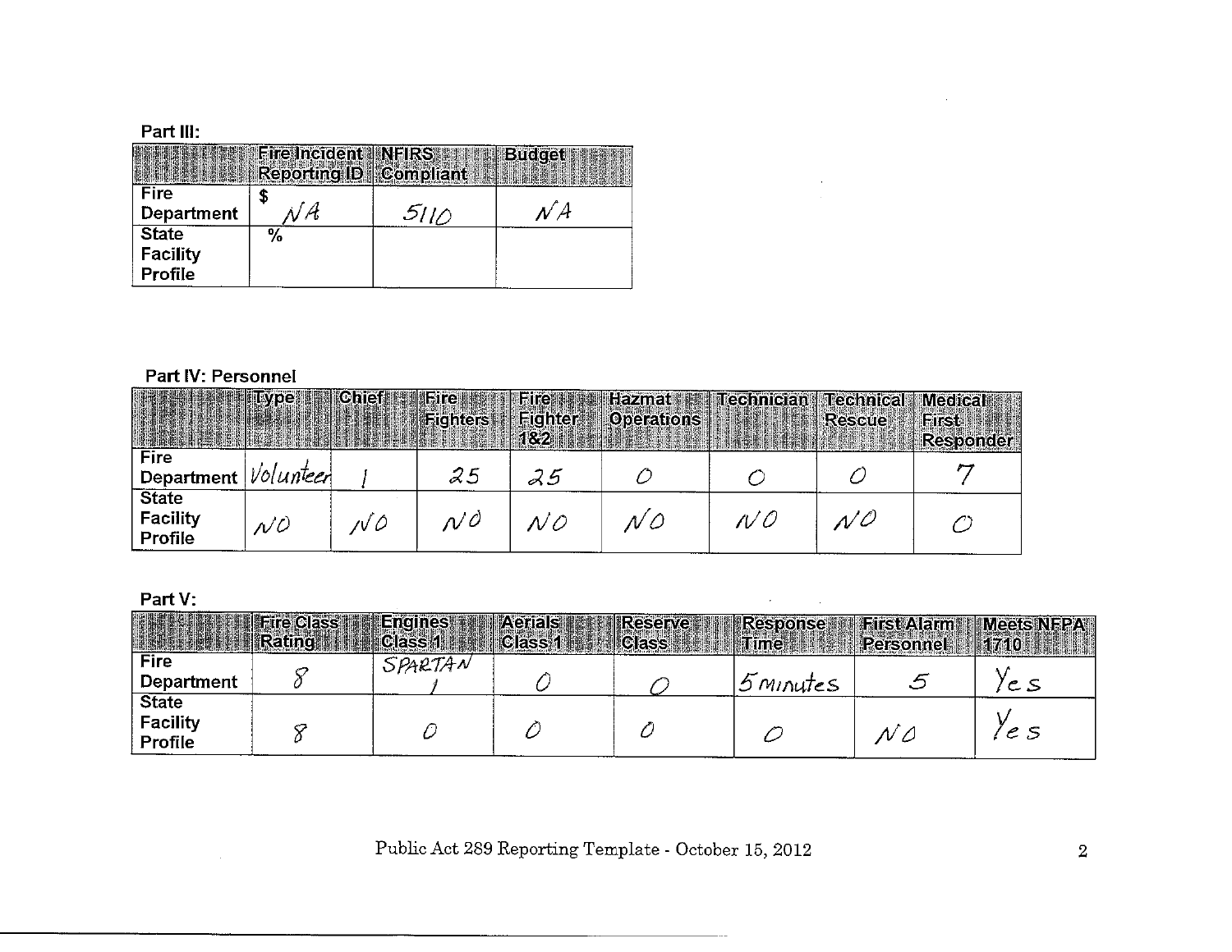Part III:

| | Fire Incident Reporting ID | NFIRS Compliant | Budget |
|---|---|---|---|
| Fire Department | $ NA | 5110 | NA |
| State Facility Profile | % | | |

Part IV: Personnel

| | Type | Chief | Fire Fighters | Fire Fighter 1&2 | Hazmat Operations | Technician | Technical Rescue | Medical First Responder |
|---|---|---|---|---|---|---|---|---|
| Fire Department | Volunteer | 1 | 25 | 25 | 0 | 0 | 0 | 7 |
| State Facility Profile | NO | NO | NO | NO | NO | NO | NO | 0 |

Part V:

| | Fire Class Rating | Engines Class 1 | Aerials Class 1 | Reserve Class | Response Time | First Alarm Personnel | Meets NFPA 1710 |
|---|---|---|---|---|---|---|---|
| Fire Department | 8 | SPARTAN 1 | 0 | 0 | 5 minutes | 5 | Yes |
| State Facility Profile | 8 | 0 | 0 | 0 | 0 | NO | Yes |

Public Act 289 Reporting Template - October 15, 2012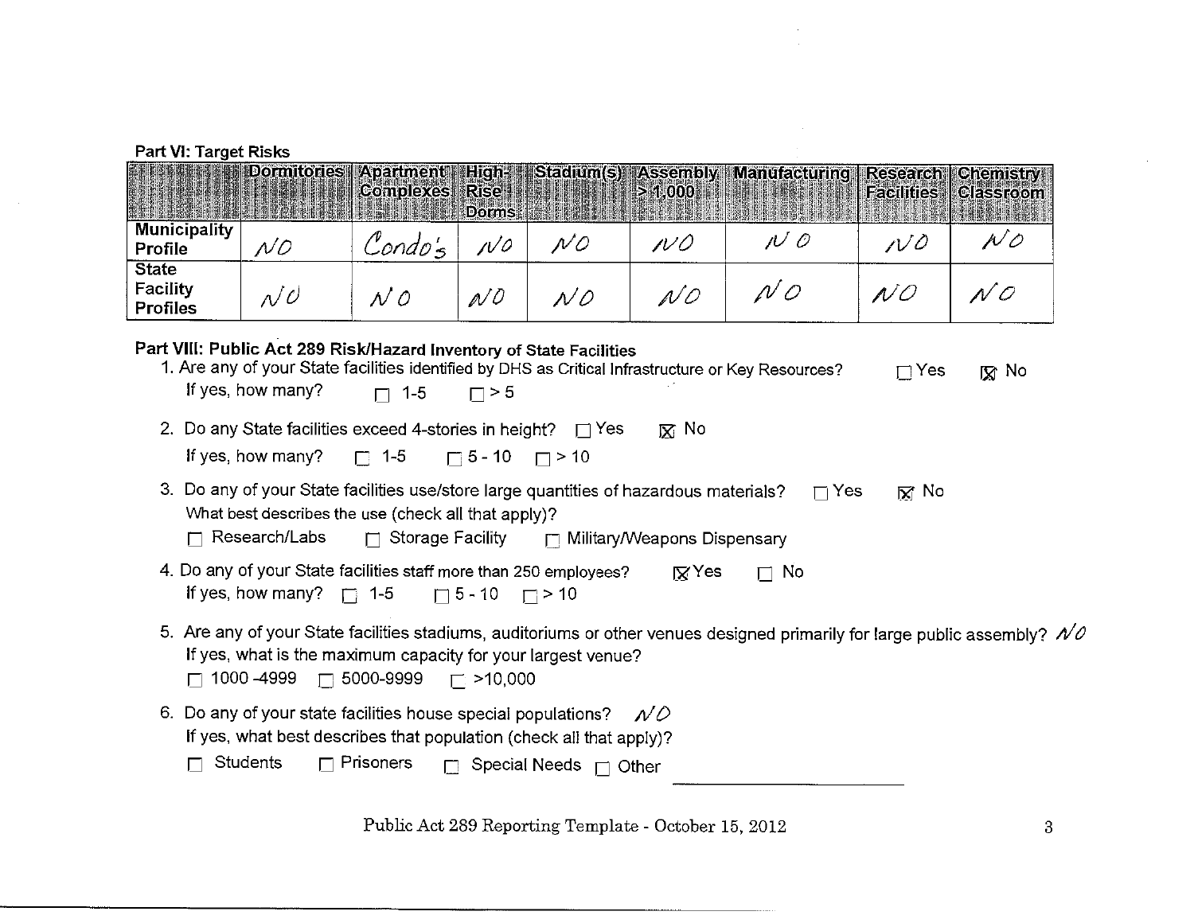**Part VI: Target Risks**

| | Dormitories | Apartment Complexes | High-Rise Dorms | Stadium(s) | Assembly > 1,000 | Manufacturing | Research Facilities | Chemistry Classroom |
|---|---|---|---|---|---|---|---|---|
| Municipality Profile | NO | Condo's | NO | NO | NO | NO | NO | NO |
| State Facility Profiles | NO | NO | NO | NO | NO | NO | NO | NO |

**Part VIII: Public Act 289 Risk/Hazard Inventory of State Facilities**

1. Are any of your State facilities identified by DHS as Critical Infrastructure or Key Resources? ☐ Yes ☒ No
   If yes, how many? ☐ 1-5 ☐ > 5

2. Do any State facilities exceed 4-stories in height? ☐ Yes ☒ No
   If yes, how many? ☐ 1-5 ☐ 5 - 10 ☐ > 10

3. Do any of your State facilities use/store large quantities of hazardous materials? ☐ Yes ☒ No
   What best describes the use (check all that apply)?
   ☐ Research/Labs ☐ Storage Facility ☐ Military/Weapons Dispensary

4. Do any of your State facilities staff more than 250 employees? ☒ Yes ☐ No
   If yes, how many? ☐ 1-5 ☐ 5 - 10 ☐ > 10

5. Are any of your State facilities stadiums, auditoriums or other venues designed primarily for large public assembly? NO
   If yes, what is the maximum capacity for your largest venue?
   ☐ 1000 -4999 ☐ 5000-9999 ☐ >10,000

6. Do any of your state facilities house special populations? NO
   If yes, what best describes that population (check all that apply)?
   ☐ Students ☐ Prisoners ☐ Special Needs ☐ Other ______________

Public Act 289 Reporting Template - October 15, 2012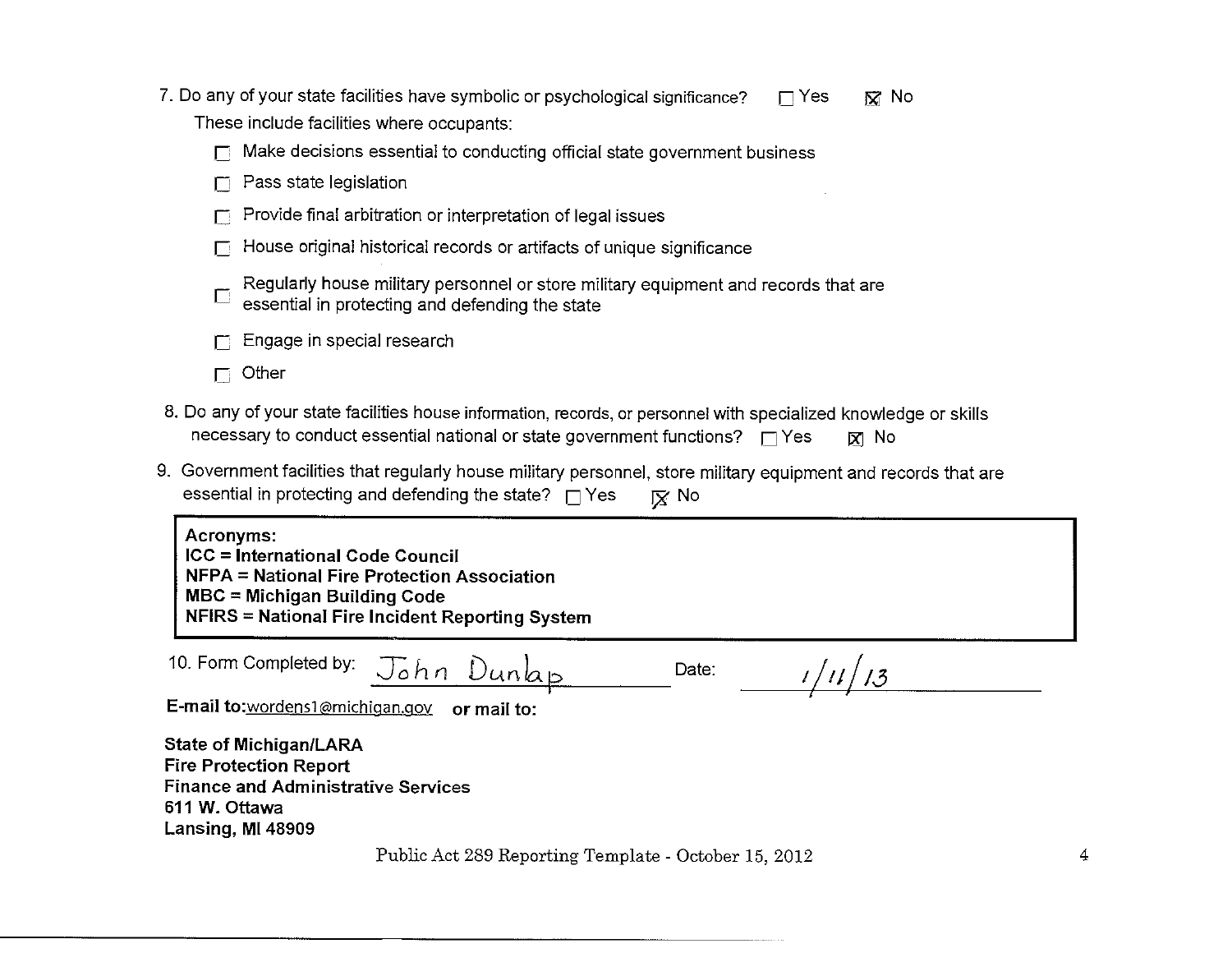7. Do any of your state facilities have symbolic or psychological significance? ☐ Yes ☒ No

   These include facilities where occupants:

   - ☐ Make decisions essential to conducting official state government business
   - ☐ Pass state legislation
   - ☐ Provide final arbitration or interpretation of legal issues
   - ☐ House original historical records or artifacts of unique significance
   - ☐ Regularly house military personnel or store military equipment and records that are essential in protecting and defending the state
   - ☐ Engage in special research
   - ☐ Other

8. Do any of your state facilities house information, records, or personnel with specialized knowledge or skills necessary to conduct essential national or state government functions? ☐ Yes ☒ No

9. Government facilities that regularly house military personnel, store military equipment and records that are essential in protecting and defending the state? ☐ Yes ☒ No

> **Acronyms:**
> **ICC = International Code Council**
> **NFPA = National Fire Protection Association**
> **MBC = Michigan Building Code**
> **NFIRS = National Fire Incident Reporting System**

10. Form Completed by: John Dunlap Date: 1/11/13

**E-mail to:** wordens1@michigan.gov **or mail to:**

**State of Michigan/LARA**
**Fire Protection Report**
**Finance and Administrative Services**
**611 W. Ottawa**
**Lansing, MI 48909**

Public Act 289 Reporting Template - October 15, 2012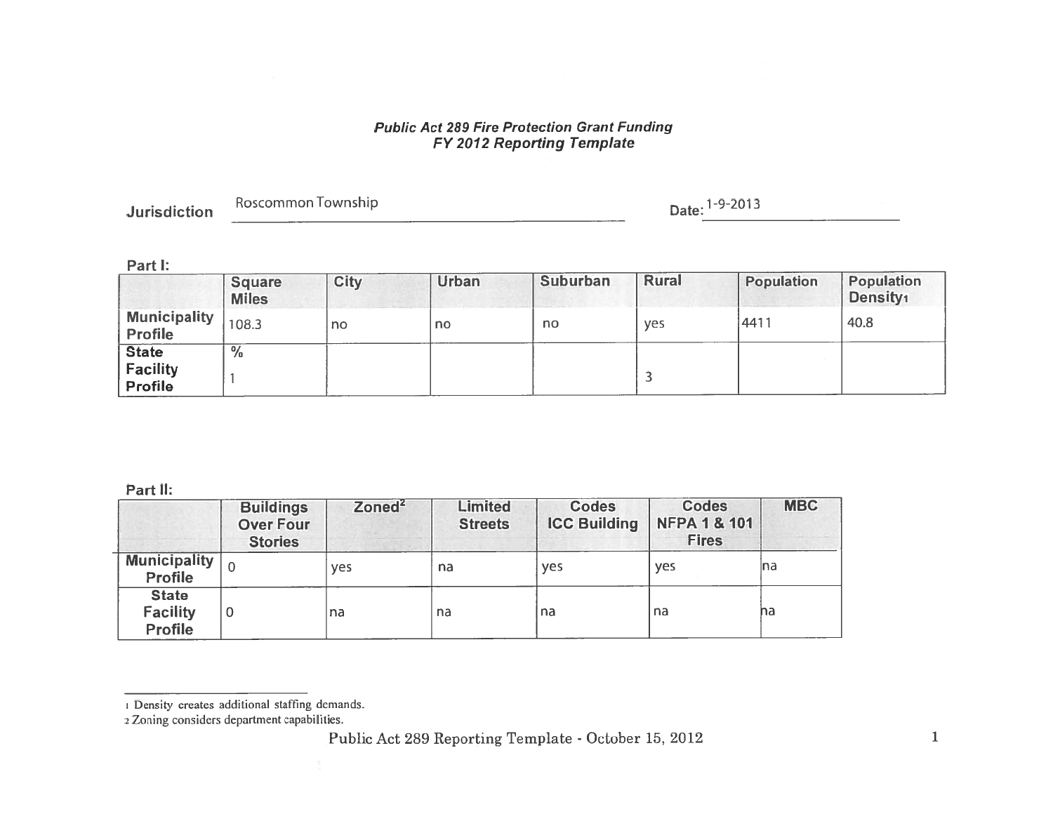***Public Act 289 Fire Protection Grant Funding***
***FY 2012 Reporting Template***

**Jurisdiction** Roscommon Township **Date:** 1-9-2013

**Part I:**

| | Square Miles | City | Urban | Suburban | Rural | Population | Population Density[1] |
|---|---|---|---|---|---|---|---|
| **Municipality Profile** | 108.3 | no | no | no | yes | 4411 | 40.8 |
| **State Facility Profile** | %<br>1 | | | | 3 | | |

**Part II:**

| | Buildings Over Four Stories | Zoned[2] | Limited Streets | Codes ICC Building | Codes NFPA 1 & 101 Fires | MBC |
|---|---|---|---|---|---|---|
| **Municipality Profile** | 0 | yes | na | yes | yes | na |
| **State Facility Profile** | 0 | na | na | na | na | na |

1 Density creates additional staffing demands.
2 Zoning considers department capabilities.

Public Act 289 Reporting Template - October 15, 2012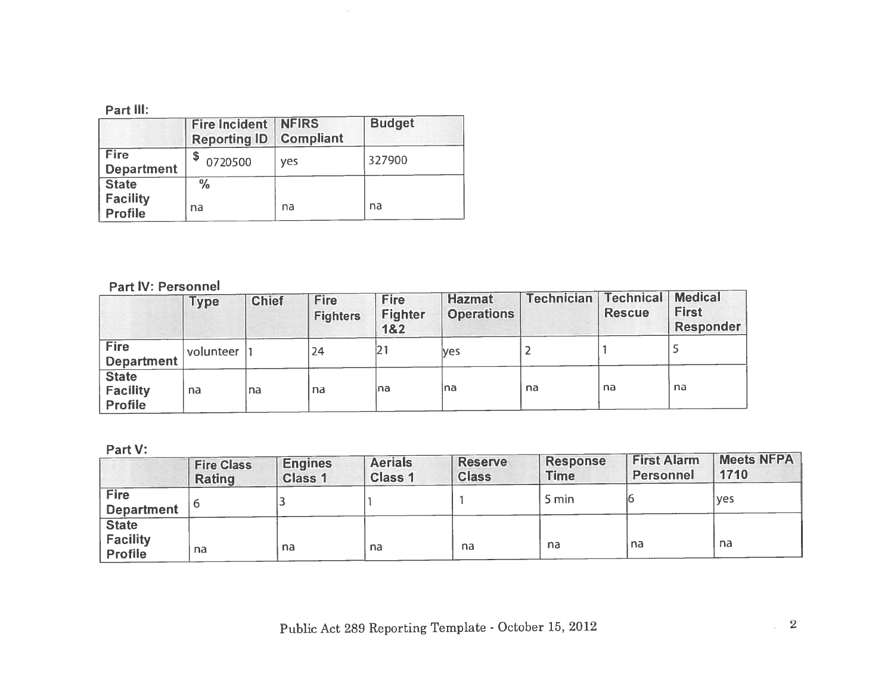Part III:

| | Fire Incident Reporting ID | NFIRS Compliant | Budget |
|---|---|---|---|
| Fire Department | $ 0720500 | yes | 327900 |
| State Facility Profile | % na | na | na |

Part IV: Personnel

| | Type | Chief | Fire Fighters | Fire Fighter 1&2 | Hazmat Operations | Technician | Technical Rescue | Medical First Responder |
|---|---|---|---|---|---|---|---|---|
| Fire Department | volunteer | 1 | 24 | 21 | yes | 2 | 1 | 5 |
| State Facility Profile | na | na | na | na | na | na | na | na |

Part V:

| | Fire Class Rating | Engines Class 1 | Aerials Class 1 | Reserve Class | Response Time | First Alarm Personnel | Meets NFPA 1710 |
|---|---|---|---|---|---|---|---|
| Fire Department | 6 | 3 | 1 | 1 | 5 min | 6 | yes |
| State Facility Profile | na | na | na | na | na | na | na |

Public Act 289 Reporting Template - October 15, 2012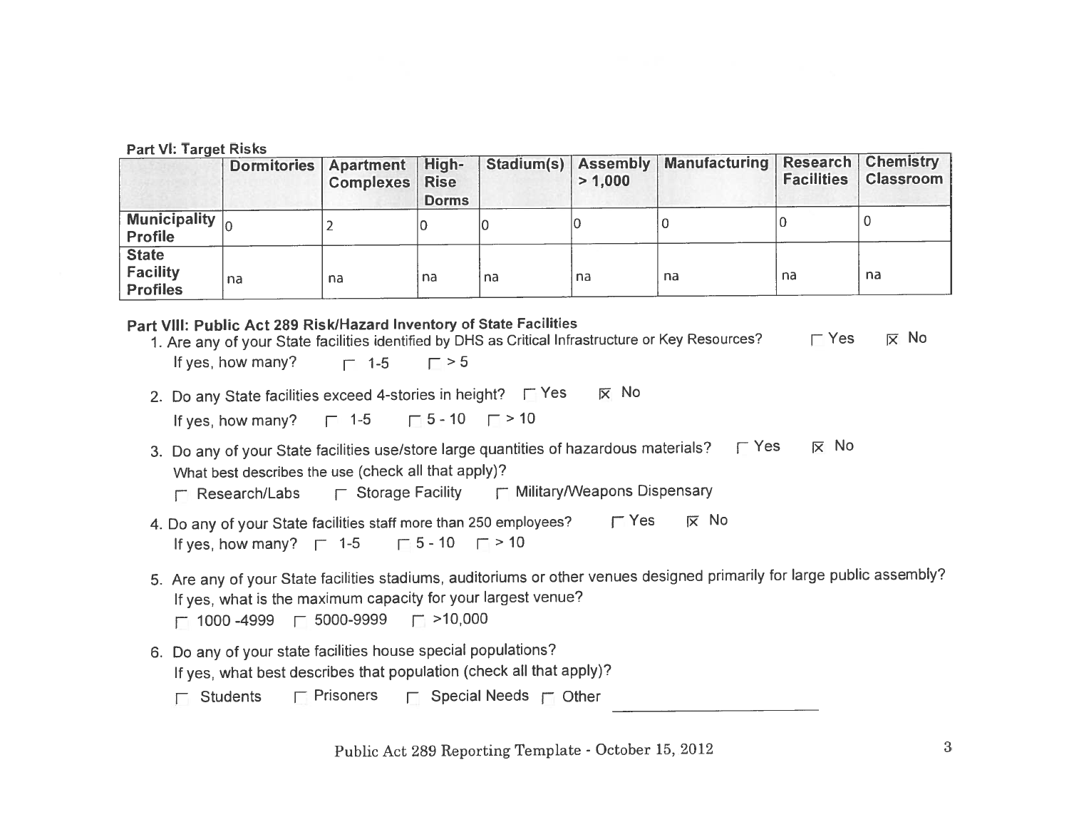**Part VI: Target Risks**

| | Dormitories | Apartment Complexes | High-Rise Dorms | Stadium(s) | Assembly > 1,000 | Manufacturing | Research Facilities | Chemistry Classroom |
|---|---|---|---|---|---|---|---|---|
| **Municipality Profile** | 0 | 2 | 0 | 0 | 0 | 0 | 0 | 0 |
| **State Facility Profiles** | na | na | na | na | na | na | na | na |

**Part VIII: Public Act 289 Risk/Hazard Inventory of State Facilities**

1. Are any of your State facilities identified by DHS as Critical Infrastructure or Key Resources? ☐ Yes ☒ No

   If yes, how many? ☐ 1-5 ☐ > 5

2. Do any State facilities exceed 4-stories in height? ☐ Yes ☒ No

   If yes, how many? ☐ 1-5 ☐ 5 - 10 ☐ > 10

3. Do any of your State facilities use/store large quantities of hazardous materials? ☐ Yes ☒ No

   What best describes the use (check all that apply)?

   ☐ Research/Labs ☐ Storage Facility ☐ Military/Weapons Dispensary

4. Do any of your State facilities staff more than 250 employees? ☐ Yes ☒ No

   If yes, how many? ☐ 1-5 ☐ 5 - 10 ☐ > 10

5. Are any of your State facilities stadiums, auditoriums or other venues designed primarily for large public assembly?

   If yes, what is the maximum capacity for your largest venue?

   ☐ 1000 -4999 ☐ 5000-9999 ☐ >10,000

6. Do any of your state facilities house special populations?

   If yes, what best describes that population (check all that apply)?

   ☐ Students ☐ Prisoners ☐ Special Needs ☐ Other ____________________

Public Act 289 Reporting Template - October 15, 2012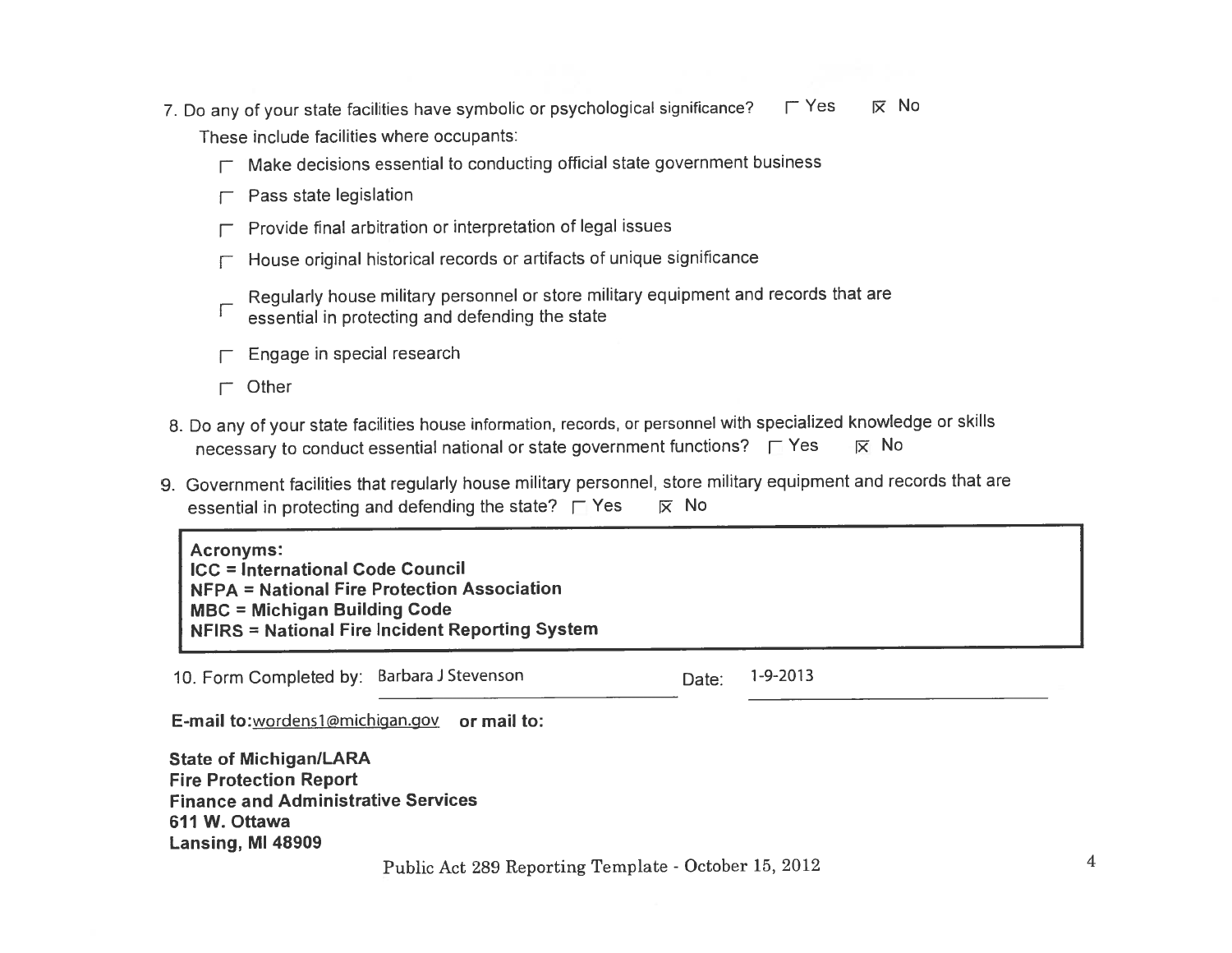7. Do any of your state facilities have symbolic or psychological significance? ☐ Yes ☒ No

   These include facilities where occupants:

   - ☐ Make decisions essential to conducting official state government business
   - ☐ Pass state legislation
   - ☐ Provide final arbitration or interpretation of legal issues
   - ☐ House original historical records or artifacts of unique significance
   - ☐ Regularly house military personnel or store military equipment and records that are essential in protecting and defending the state
   - ☐ Engage in special research
   - ☐ Other

8. Do any of your state facilities house information, records, or personnel with specialized knowledge or skills necessary to conduct essential national or state government functions? ☐ Yes ☒ No

9. Government facilities that regularly house military personnel, store military equipment and records that are essential in protecting and defending the state? ☐ Yes ☒ No

**Acronyms:**
**ICC = International Code Council**
**NFPA = National Fire Protection Association**
**MBC = Michigan Building Code**
**NFIRS = National Fire Incident Reporting System**

10. Form Completed by: Barbara J Stevenson Date: 1-9-2013

**E-mail to:** wordens1@michigan.gov **or mail to:**

**State of Michigan/LARA**
**Fire Protection Report**
**Finance and Administrative Services**
**611 W. Ottawa**
**Lansing, MI 48909**

Public Act 289 Reporting Template - October 15, 2012